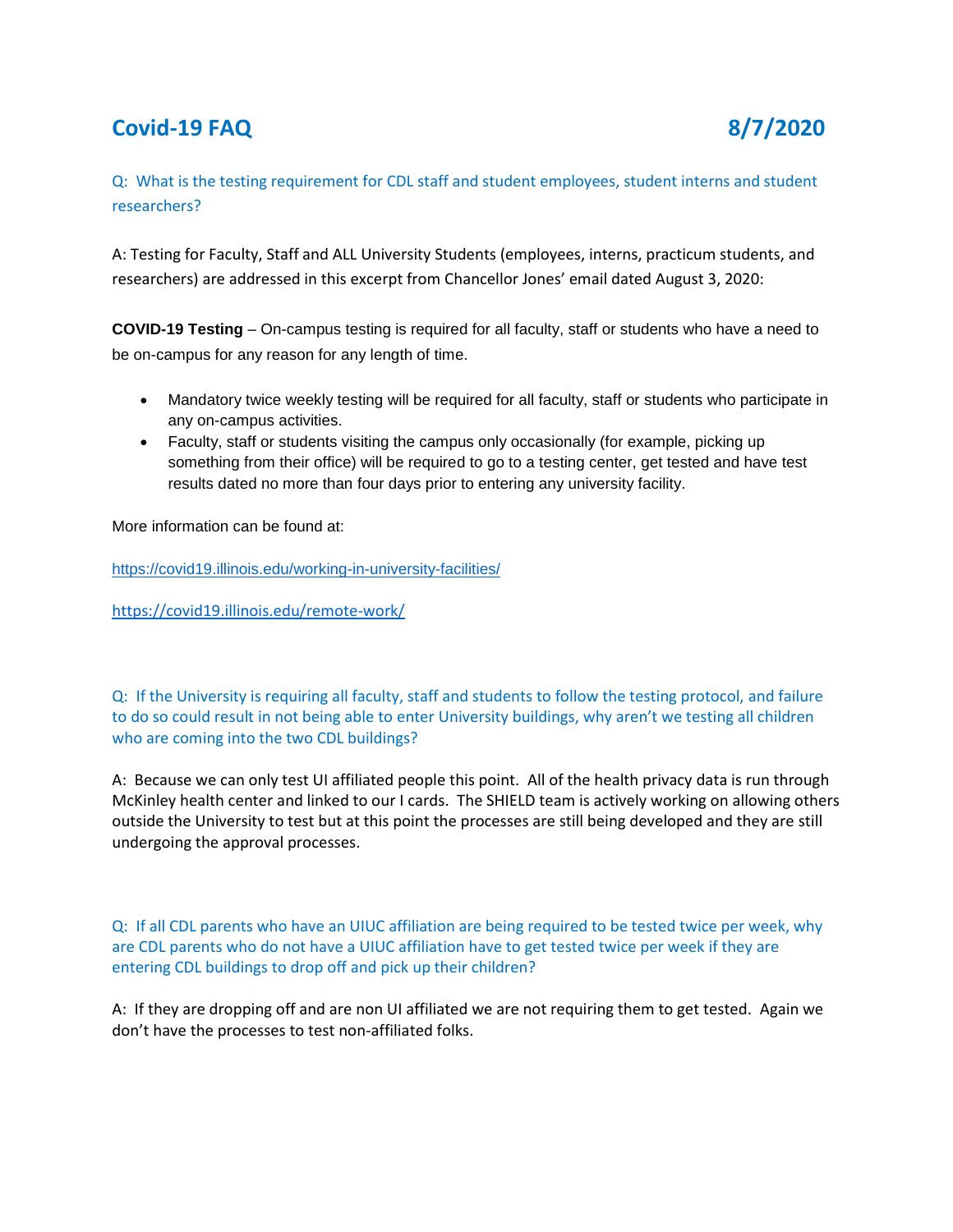# Covid-19 FAQ 8/7/2020

Q: What is the testing requirement for CDL staff and student employees, student interns and student researchers?

A: Testing for Faculty, Staff and ALL University Students (employees, interns, practicum students, and researchers) are addressed in this excerpt from Chancellor Jones' email dated August 3, 2020:

**COVID-19 Testing** – On-campus testing is required for all faculty, staff or students who have a need to be on-campus for any reason for any length of time.

- Mandatory twice weekly testing will be required for all faculty, staff or students who participate in any on-campus activities.
- Faculty, staff or students visiting the campus only occasionally (for example, picking up something from their office) will be required to go to a testing center, get tested and have test results dated no more than four days prior to entering any university facility.

More information can be found at:

https://covid19.illinois.edu/working-in-university-facilities/

https://covid19.illinois.edu/remote-work/

Q: If the University is requiring all faculty, staff and students to follow the testing protocol, and failure to do so could result in not being able to enter University buildings, why aren't we testing all children who are coming into the two CDL buildings?

A: Because we can only test UI affiliated people this point. All of the health privacy data is run through McKinley health center and linked to our I cards. The SHIELD team is actively working on allowing others outside the University to test but at this point the processes are still being developed and they are still undergoing the approval processes.

Q: If all CDL parents who have an UIUC affiliation are being required to be tested twice per week, why are CDL parents who do not have a UIUC affiliation have to get tested twice per week if they are entering CDL buildings to drop off and pick up their children?

A: If they are dropping off and are non UI affiliated we are not requiring them to get tested. Again we don't have the processes to test non-affiliated folks.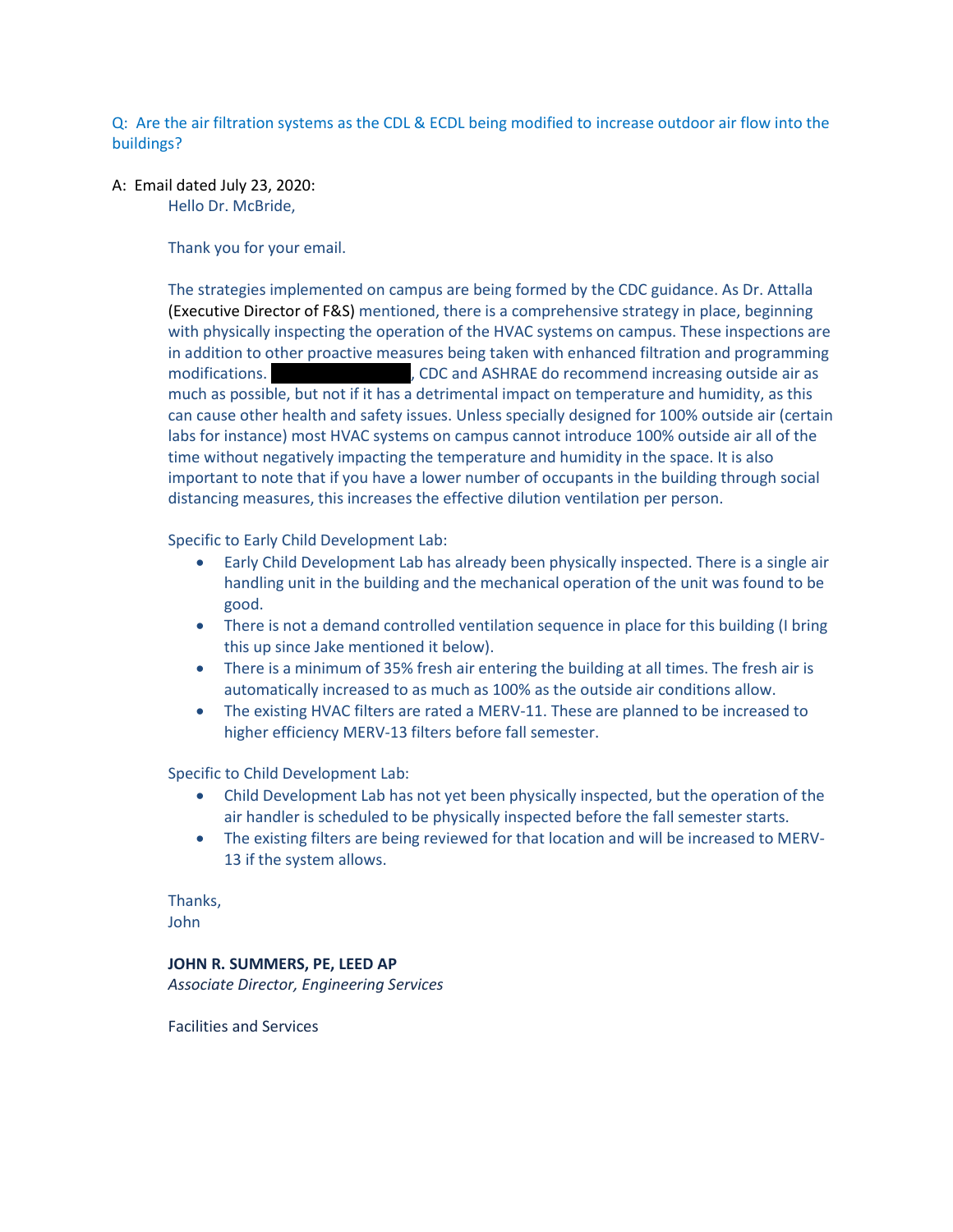Q: Are the air filtration systems as the CDL & ECDL being modified to increase outdoor air flow into the buildings?

A: Email dated July 23, 2020:

> Hello Dr. McBride,
>
> Thank you for your email.
>
> The strategies implemented on campus are being formed by the CDC guidance. As Dr. Attalla (Executive Director of F&S) mentioned, there is a comprehensive strategy in place, beginning with physically inspecting the operation of the HVAC systems on campus. These inspections are in addition to other proactive measures being taken with enhanced filtration and programming modifications. [REDACTED], CDC and ASHRAE do recommend increasing outside air as much as possible, but not if it has a detrimental impact on temperature and humidity, as this can cause other health and safety issues. Unless specially designed for 100% outside air (certain labs for instance) most HVAC systems on campus cannot introduce 100% outside air all of the time without negatively impacting the temperature and humidity in the space. It is also important to note that if you have a lower number of occupants in the building through social distancing measures, this increases the effective dilution ventilation per person.
>
> Specific to Early Child Development Lab:
>
> - Early Child Development Lab has already been physically inspected. There is a single air handling unit in the building and the mechanical operation of the unit was found to be good.
> - There is not a demand controlled ventilation sequence in place for this building (I bring this up since Jake mentioned it below).
> - There is a minimum of 35% fresh air entering the building at all times. The fresh air is automatically increased to as much as 100% as the outside air conditions allow.
> - The existing HVAC filters are rated a MERV-11. These are planned to be increased to higher efficiency MERV-13 filters before fall semester.
>
> Specific to Child Development Lab:
>
> - Child Development Lab has not yet been physically inspected, but the operation of the air handler is scheduled to be physically inspected before the fall semester starts.
> - The existing filters are being reviewed for that location and will be increased to MERV-13 if the system allows.
>
> Thanks,
> John
>
> **JOHN R. SUMMERS, PE, LEED AP**
> *Associate Director, Engineering Services*
>
> Facilities and Services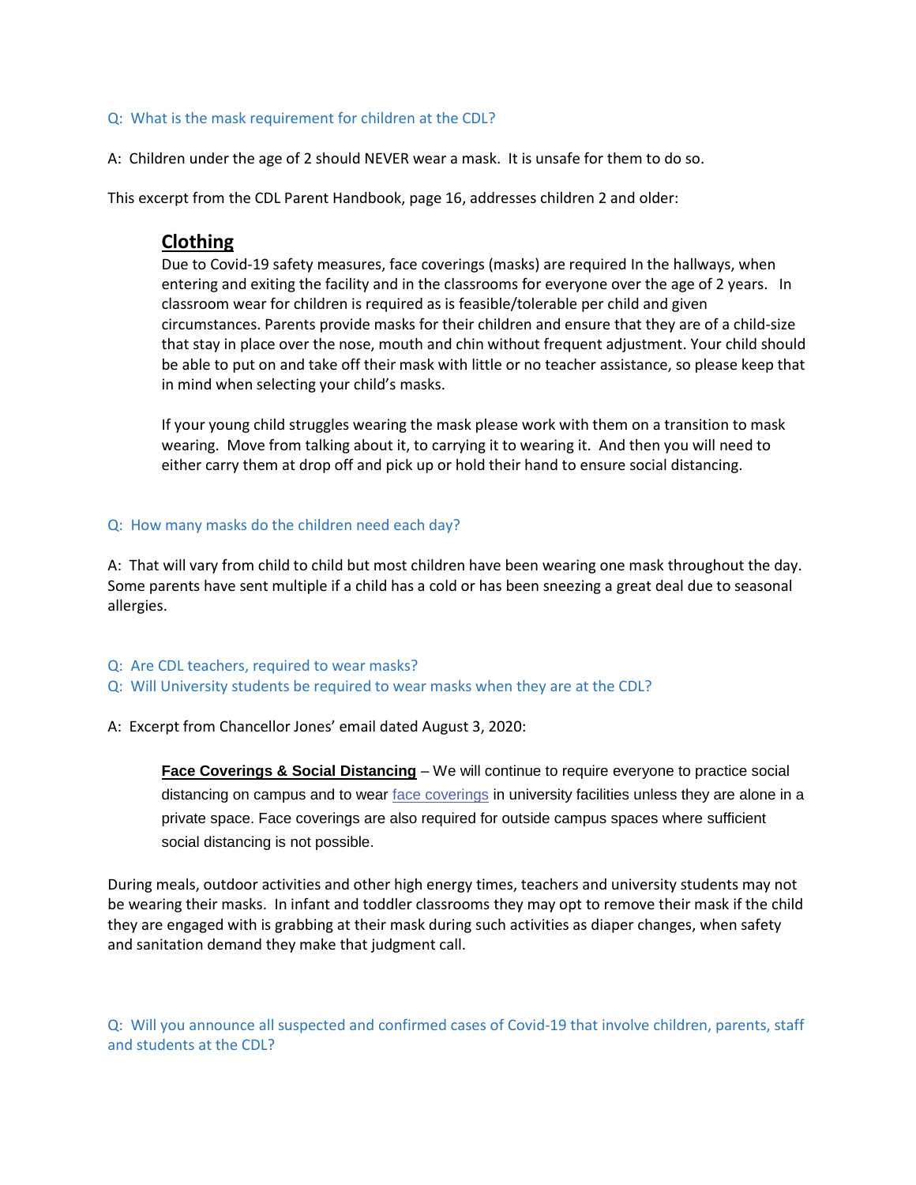Q: What is the mask requirement for children at the CDL?

A: Children under the age of 2 should NEVER wear a mask. It is unsafe for them to do so.

This excerpt from the CDL Parent Handbook, page 16, addresses children 2 and older:

> ## Clothing
>
> Due to Covid-19 safety measures, face coverings (masks) are required In the hallways, when entering and exiting the facility and in the classrooms for everyone over the age of 2 years. In classroom wear for children is required as is feasible/tolerable per child and given circumstances. Parents provide masks for their children and ensure that they are of a child-size that stay in place over the nose, mouth and chin without frequent adjustment. Your child should be able to put on and take off their mask with little or no teacher assistance, so please keep that in mind when selecting your child's masks.
>
> If your young child struggles wearing the mask please work with them on a transition to mask wearing. Move from talking about it, to carrying it to wearing it. And then you will need to either carry them at drop off and pick up or hold their hand to ensure social distancing.

Q: How many masks do the children need each day?

A: That will vary from child to child but most children have been wearing one mask throughout the day. Some parents have sent multiple if a child has a cold or has been sneezing a great deal due to seasonal allergies.

Q: Are CDL teachers, required to wear masks?

Q: Will University students be required to wear masks when they are at the CDL?

A: Excerpt from Chancellor Jones' email dated August 3, 2020:

> **Face Coverings & Social Distancing** – We will continue to require everyone to practice social distancing on campus and to wear face coverings in university facilities unless they are alone in a private space. Face coverings are also required for outside campus spaces where sufficient social distancing is not possible.

During meals, outdoor activities and other high energy times, teachers and university students may not be wearing their masks. In infant and toddler classrooms they may opt to remove their mask if the child they are engaged with is grabbing at their mask during such activities as diaper changes, when safety and sanitation demand they make that judgment call.

Q: Will you announce all suspected and confirmed cases of Covid-19 that involve children, parents, staff and students at the CDL?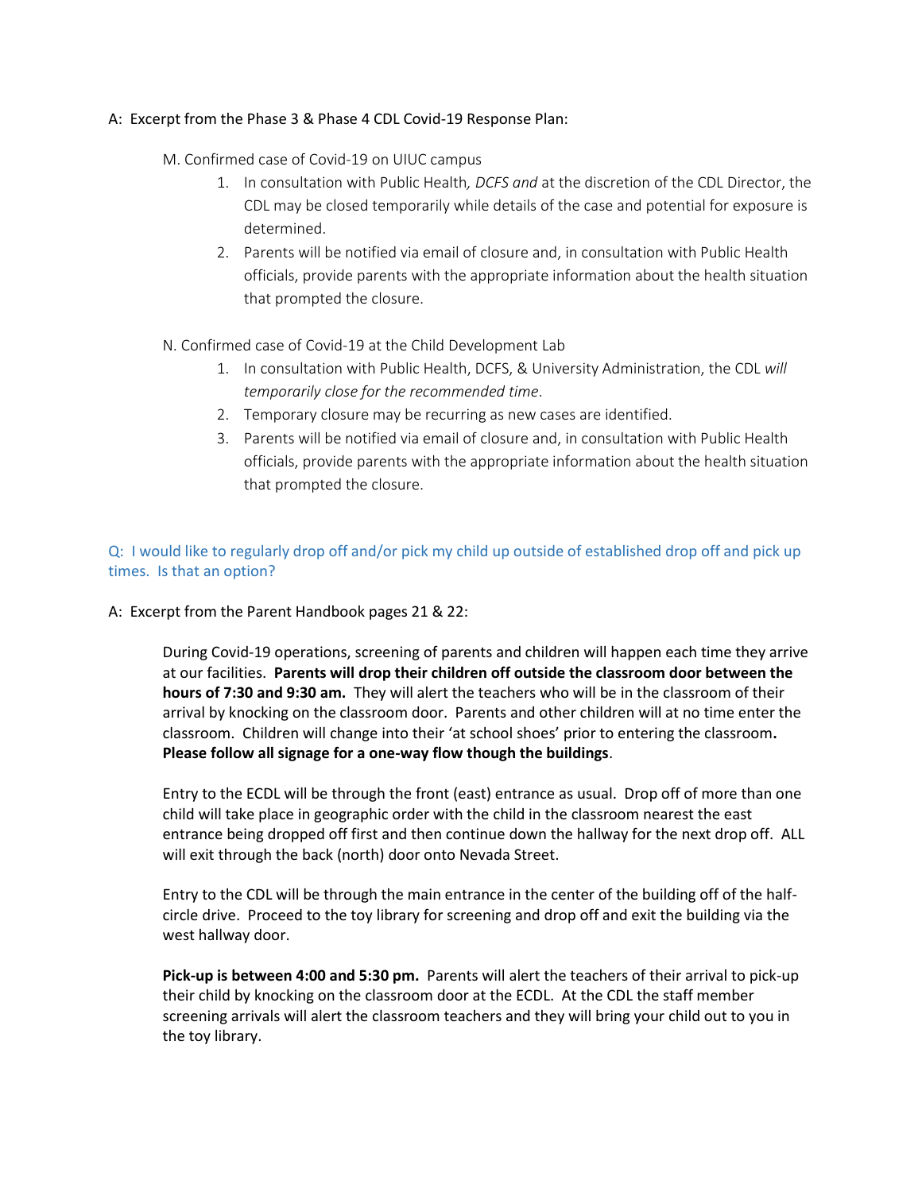A: Excerpt from the Phase 3 & Phase 4 CDL Covid-19 Response Plan:

M. Confirmed case of Covid-19 on UIUC campus

1. In consultation with Public Health, *DCFS and* at the discretion of the CDL Director, the CDL may be closed temporarily while details of the case and potential for exposure is determined.
2. Parents will be notified via email of closure and, in consultation with Public Health officials, provide parents with the appropriate information about the health situation that prompted the closure.

N. Confirmed case of Covid-19 at the Child Development Lab

1. In consultation with Public Health, DCFS, & University Administration, the CDL *will temporarily close for the recommended time*.
2. Temporary closure may be recurring as new cases are identified.
3. Parents will be notified via email of closure and, in consultation with Public Health officials, provide parents with the appropriate information about the health situation that prompted the closure.

Q: I would like to regularly drop off and/or pick my child up outside of established drop off and pick up times. Is that an option?

A: Excerpt from the Parent Handbook pages 21 & 22:

> During Covid-19 operations, screening of parents and children will happen each time they arrive at our facilities. **Parents will drop their children off outside the classroom door between the hours of 7:30 and 9:30 am.** They will alert the teachers who will be in the classroom of their arrival by knocking on the classroom door. Parents and other children will at no time enter the classroom. Children will change into their 'at school shoes' prior to entering the classroom**. Please follow all signage for a one-way flow though the buildings**.
>
> Entry to the ECDL will be through the front (east) entrance as usual. Drop off of more than one child will take place in geographic order with the child in the classroom nearest the east entrance being dropped off first and then continue down the hallway for the next drop off. ALL will exit through the back (north) door onto Nevada Street.
>
> Entry to the CDL will be through the main entrance in the center of the building off of the half-circle drive. Proceed to the toy library for screening and drop off and exit the building via the west hallway door.
>
> **Pick-up is between 4:00 and 5:30 pm.** Parents will alert the teachers of their arrival to pick-up their child by knocking on the classroom door at the ECDL. At the CDL the staff member screening arrivals will alert the classroom teachers and they will bring your child out to you in the toy library.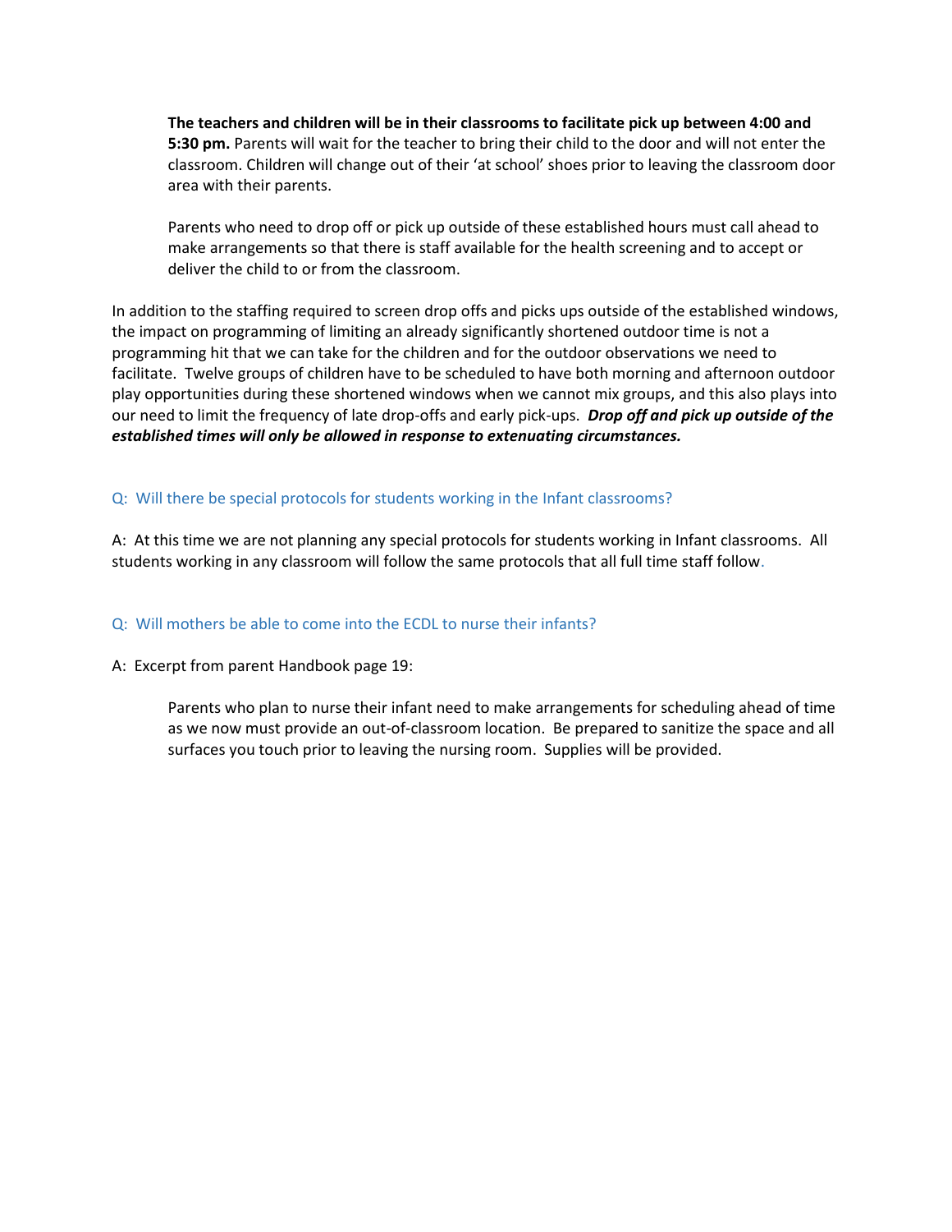**The teachers and children will be in their classrooms to facilitate pick up between 4:00 and 5:30 pm.** Parents will wait for the teacher to bring their child to the door and will not enter the classroom. Children will change out of their 'at school' shoes prior to leaving the classroom door area with their parents.

Parents who need to drop off or pick up outside of these established hours must call ahead to make arrangements so that there is staff available for the health screening and to accept or deliver the child to or from the classroom.

In addition to the staffing required to screen drop offs and picks ups outside of the established windows, the impact on programming of limiting an already significantly shortened outdoor time is not a programming hit that we can take for the children and for the outdoor observations we need to facilitate. Twelve groups of children have to be scheduled to have both morning and afternoon outdoor play opportunities during these shortened windows when we cannot mix groups, and this also plays into our need to limit the frequency of late drop-offs and early pick-ups. ***Drop off and pick up outside of the established times will only be allowed in response to extenuating circumstances.***

Q: Will there be special protocols for students working in the Infant classrooms?

A: At this time we are not planning any special protocols for students working in Infant classrooms. All students working in any classroom will follow the same protocols that all full time staff follow.

Q: Will mothers be able to come into the ECDL to nurse their infants?

A: Excerpt from parent Handbook page 19:

Parents who plan to nurse their infant need to make arrangements for scheduling ahead of time as we now must provide an out-of-classroom location. Be prepared to sanitize the space and all surfaces you touch prior to leaving the nursing room. Supplies will be provided.